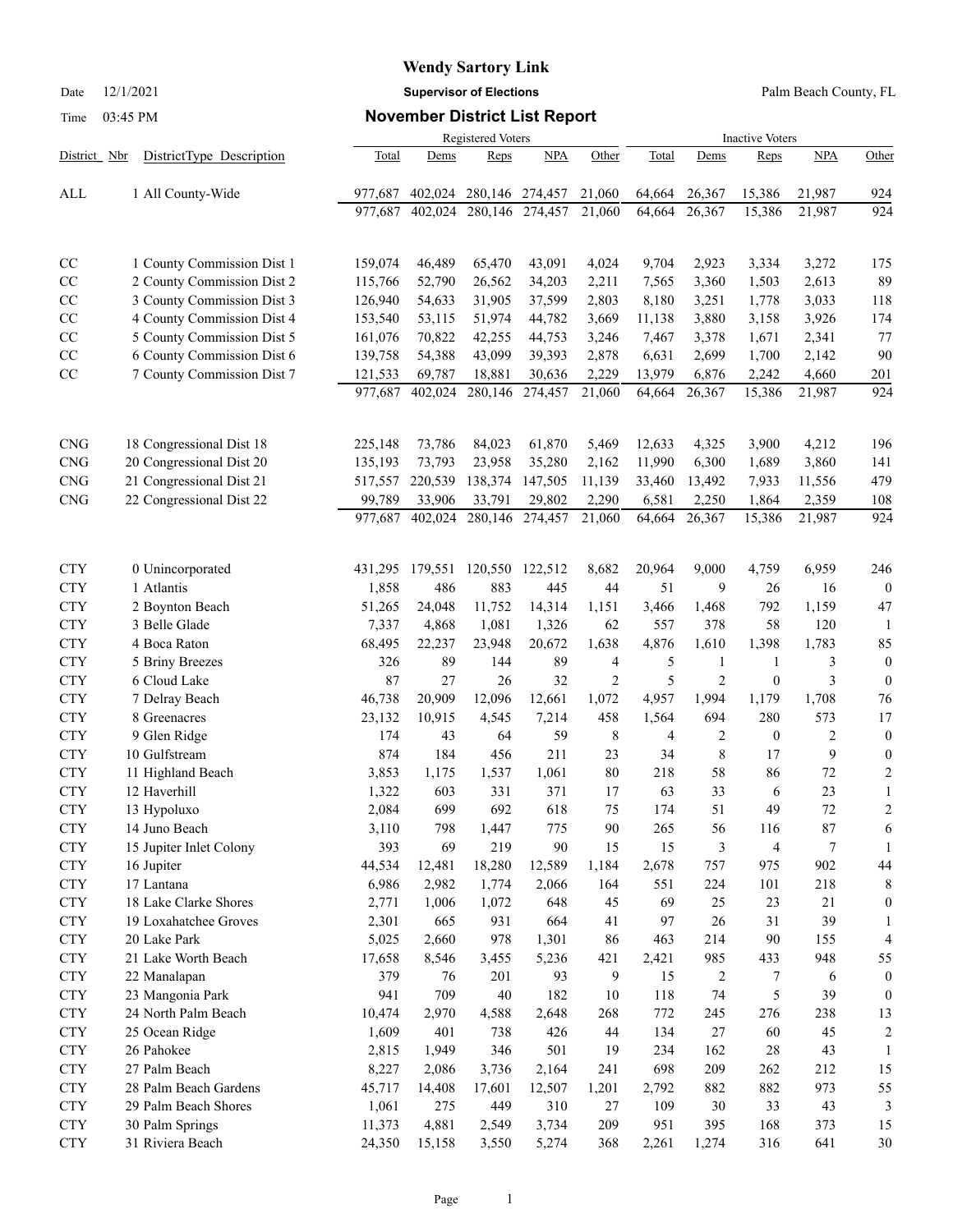# Wendy Sartory Link

Date 12/1/2021 **Supervisor of Elections** Palm Beach County, FL

Time 03:45 PM **November District List Report**

| District | Nbr | DistrictType Description | Registered Voters Total | Dems | Reps | NPA | Other | Inactive Voters Total | Dems | Reps | NPA | Other |
|---|---|---|---|---|---|---|---|---|---|---|---|---|
| ALL | 1 | All County-Wide | 977,687 | 402,024 | 280,146 | 274,457 | 21,060 | 64,664 | 26,367 | 15,386 | 21,987 | 924 |
| | | | 977,687 | 402,024 | 280,146 | 274,457 | 21,060 | 64,664 | 26,367 | 15,386 | 21,987 | 924 |
| CC | 1 | County Commission Dist 1 | 159,074 | 46,489 | 65,470 | 43,091 | 4,024 | 9,704 | 2,923 | 3,334 | 3,272 | 175 |
| CC | 2 | County Commission Dist 2 | 115,766 | 52,790 | 26,562 | 34,203 | 2,211 | 7,565 | 3,360 | 1,503 | 2,613 | 89 |
| CC | 3 | County Commission Dist 3 | 126,940 | 54,633 | 31,905 | 37,599 | 2,803 | 8,180 | 3,251 | 1,778 | 3,033 | 118 |
| CC | 4 | County Commission Dist 4 | 153,540 | 53,115 | 51,974 | 44,782 | 3,669 | 11,138 | 3,880 | 3,158 | 3,926 | 174 |
| CC | 5 | County Commission Dist 5 | 161,076 | 70,822 | 42,255 | 44,753 | 3,246 | 7,467 | 3,378 | 1,671 | 2,341 | 77 |
| CC | 6 | County Commission Dist 6 | 139,758 | 54,388 | 43,099 | 39,393 | 2,878 | 6,631 | 2,699 | 1,700 | 2,142 | 90 |
| CC | 7 | County Commission Dist 7 | 121,533 | 69,787 | 18,881 | 30,636 | 2,229 | 13,979 | 6,876 | 2,242 | 4,660 | 201 |
| | | | 977,687 | 402,024 | 280,146 | 274,457 | 21,060 | 64,664 | 26,367 | 15,386 | 21,987 | 924 |
| CNG | 18 | Congressional Dist 18 | 225,148 | 73,786 | 84,023 | 61,870 | 5,469 | 12,633 | 4,325 | 3,900 | 4,212 | 196 |
| CNG | 20 | Congressional Dist 20 | 135,193 | 73,793 | 23,958 | 35,280 | 2,162 | 11,990 | 6,300 | 1,689 | 3,860 | 141 |
| CNG | 21 | Congressional Dist 21 | 517,557 | 220,539 | 138,374 | 147,505 | 11,139 | 33,460 | 13,492 | 7,933 | 11,556 | 479 |
| CNG | 22 | Congressional Dist 22 | 99,789 | 33,906 | 33,791 | 29,802 | 2,290 | 6,581 | 2,250 | 1,864 | 2,359 | 108 |
| | | | 977,687 | 402,024 | 280,146 | 274,457 | 21,060 | 64,664 | 26,367 | 15,386 | 21,987 | 924 |
| CTY | 0 | Unincorporated | 431,295 | 179,551 | 120,550 | 122,512 | 8,682 | 20,964 | 9,000 | 4,759 | 6,959 | 246 |
| CTY | 1 | Atlantis | 1,858 | 486 | 883 | 445 | 44 | 51 | 9 | 26 | 16 | 0 |
| CTY | 2 | Boynton Beach | 51,265 | 24,048 | 11,752 | 14,314 | 1,151 | 3,466 | 1,468 | 792 | 1,159 | 47 |
| CTY | 3 | Belle Glade | 7,337 | 4,868 | 1,081 | 1,326 | 62 | 557 | 378 | 58 | 120 | 1 |
| CTY | 4 | Boca Raton | 68,495 | 22,237 | 23,948 | 20,672 | 1,638 | 4,876 | 1,610 | 1,398 | 1,783 | 85 |
| CTY | 5 | Briny Breezes | 326 | 89 | 144 | 89 | 4 | 5 | 1 | 1 | 3 | 0 |
| CTY | 6 | Cloud Lake | 87 | 27 | 26 | 32 | 2 | 5 | 2 | 0 | 3 | 0 |
| CTY | 7 | Delray Beach | 46,738 | 20,909 | 12,096 | 12,661 | 1,072 | 4,957 | 1,994 | 1,179 | 1,708 | 76 |
| CTY | 8 | Greenacres | 23,132 | 10,915 | 4,545 | 7,214 | 458 | 1,564 | 694 | 280 | 573 | 17 |
| CTY | 9 | Glen Ridge | 174 | 43 | 64 | 59 | 8 | 4 | 2 | 0 | 2 | 0 |
| CTY | 10 | Gulfstream | 874 | 184 | 456 | 211 | 23 | 34 | 8 | 17 | 9 | 0 |
| CTY | 11 | Highland Beach | 3,853 | 1,175 | 1,537 | 1,061 | 80 | 218 | 58 | 86 | 72 | 2 |
| CTY | 12 | Haverhill | 1,322 | 603 | 331 | 371 | 17 | 63 | 33 | 6 | 23 | 1 |
| CTY | 13 | Hypoluxo | 2,084 | 699 | 692 | 618 | 75 | 174 | 51 | 49 | 72 | 2 |
| CTY | 14 | Juno Beach | 3,110 | 798 | 1,447 | 775 | 90 | 265 | 56 | 116 | 87 | 6 |
| CTY | 15 | Jupiter Inlet Colony | 393 | 69 | 219 | 90 | 15 | 15 | 3 | 4 | 7 | 1 |
| CTY | 16 | Jupiter | 44,534 | 12,481 | 18,280 | 12,589 | 1,184 | 2,678 | 757 | 975 | 902 | 44 |
| CTY | 17 | Lantana | 6,986 | 2,982 | 1,774 | 2,066 | 164 | 551 | 224 | 101 | 218 | 8 |
| CTY | 18 | Lake Clarke Shores | 2,771 | 1,006 | 1,072 | 648 | 45 | 69 | 25 | 23 | 21 | 0 |
| CTY | 19 | Loxahatchee Groves | 2,301 | 665 | 931 | 664 | 41 | 97 | 26 | 31 | 39 | 1 |
| CTY | 20 | Lake Park | 5,025 | 2,660 | 978 | 1,301 | 86 | 463 | 214 | 90 | 155 | 4 |
| CTY | 21 | Lake Worth Beach | 17,658 | 8,546 | 3,455 | 5,236 | 421 | 2,421 | 985 | 433 | 948 | 55 |
| CTY | 22 | Manalapan | 379 | 76 | 201 | 93 | 9 | 15 | 2 | 7 | 6 | 0 |
| CTY | 23 | Mangonia Park | 941 | 709 | 40 | 182 | 10 | 118 | 74 | 5 | 39 | 0 |
| CTY | 24 | North Palm Beach | 10,474 | 2,970 | 4,588 | 2,648 | 268 | 772 | 245 | 276 | 238 | 13 |
| CTY | 25 | Ocean Ridge | 1,609 | 401 | 738 | 426 | 44 | 134 | 27 | 60 | 45 | 2 |
| CTY | 26 | Pahokee | 2,815 | 1,949 | 346 | 501 | 19 | 234 | 162 | 28 | 43 | 1 |
| CTY | 27 | Palm Beach | 8,227 | 2,086 | 3,736 | 2,164 | 241 | 698 | 209 | 262 | 212 | 15 |
| CTY | 28 | Palm Beach Gardens | 45,717 | 14,408 | 17,601 | 12,507 | 1,201 | 2,792 | 882 | 882 | 973 | 55 |
| CTY | 29 | Palm Beach Shores | 1,061 | 275 | 449 | 310 | 27 | 109 | 30 | 33 | 43 | 3 |
| CTY | 30 | Palm Springs | 11,373 | 4,881 | 2,549 | 3,734 | 209 | 951 | 395 | 168 | 373 | 15 |
| CTY | 31 | Riviera Beach | 24,350 | 15,158 | 3,550 | 5,274 | 368 | 2,261 | 1,274 | 316 | 641 | 30 |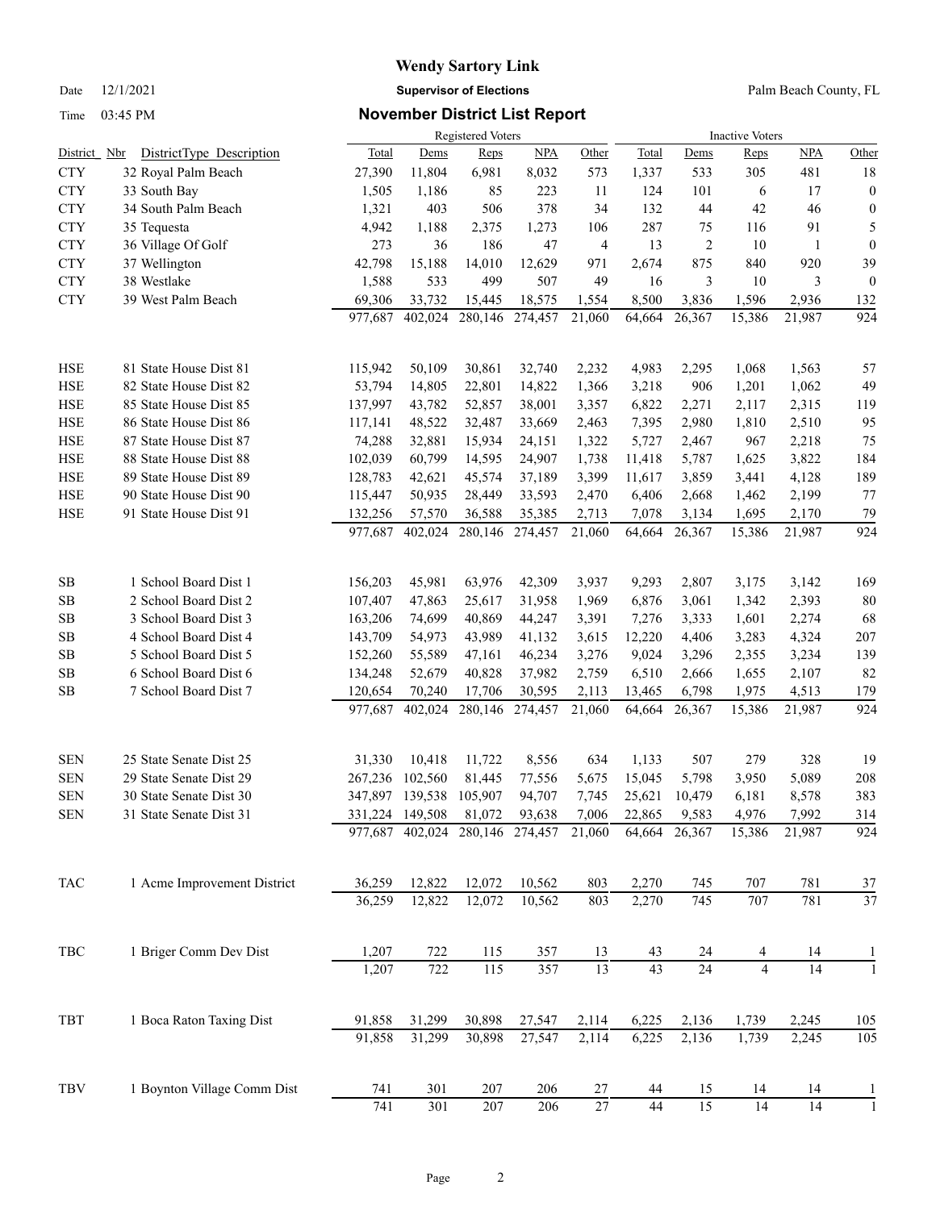**Wendy Sartory Link**

Date 12/1/2021 **Supervisor of Elections** Palm Beach County, FL

Time 03:45 PM **November District List Report**

| District | Nbr DistrictType Description | Registered Voters Total | Dems | Reps | NPA | Other | Inactive Voters Total | Dems | Reps | NPA | Other |
|---|---|---|---|---|---|---|---|---|---|---|---|
| CTY | 32 Royal Palm Beach | 27,390 | 11,804 | 6,981 | 8,032 | 573 | 1,337 | 533 | 305 | 481 | 18 |
| CTY | 33 South Bay | 1,505 | 1,186 | 85 | 223 | 11 | 124 | 101 | 6 | 17 | 0 |
| CTY | 34 South Palm Beach | 1,321 | 403 | 506 | 378 | 34 | 132 | 44 | 42 | 46 | 0 |
| CTY | 35 Tequesta | 4,942 | 1,188 | 2,375 | 1,273 | 106 | 287 | 75 | 116 | 91 | 5 |
| CTY | 36 Village Of Golf | 273 | 36 | 186 | 47 | 4 | 13 | 2 | 10 | 1 | 0 |
| CTY | 37 Wellington | 42,798 | 15,188 | 14,010 | 12,629 | 971 | 2,674 | 875 | 840 | 920 | 39 |
| CTY | 38 Westlake | 1,588 | 533 | 499 | 507 | 49 | 16 | 3 | 10 | 3 | 0 |
| CTY | 39 West Palm Beach | 69,306 | 33,732 | 15,445 | 18,575 | 1,554 | 8,500 | 3,836 | 1,596 | 2,936 | 132 |
| | | 977,687 | 402,024 | 280,146 | 274,457 | 21,060 | 64,664 | 26,367 | 15,386 | 21,987 | 924 |
| HSE | 81 State House Dist 81 | 115,942 | 50,109 | 30,861 | 32,740 | 2,232 | 4,983 | 2,295 | 1,068 | 1,563 | 57 |
| HSE | 82 State House Dist 82 | 53,794 | 14,805 | 22,801 | 14,822 | 1,366 | 3,218 | 906 | 1,201 | 1,062 | 49 |
| HSE | 85 State House Dist 85 | 137,997 | 43,782 | 52,857 | 38,001 | 3,357 | 6,822 | 2,271 | 2,117 | 2,315 | 119 |
| HSE | 86 State House Dist 86 | 117,141 | 48,522 | 32,487 | 33,669 | 2,463 | 7,395 | 2,980 | 1,810 | 2,510 | 95 |
| HSE | 87 State House Dist 87 | 74,288 | 32,881 | 15,934 | 24,151 | 1,322 | 5,727 | 2,467 | 967 | 2,218 | 75 |
| HSE | 88 State House Dist 88 | 102,039 | 60,799 | 14,595 | 24,907 | 1,738 | 11,418 | 5,787 | 1,625 | 3,822 | 184 |
| HSE | 89 State House Dist 89 | 128,783 | 42,621 | 45,574 | 37,189 | 3,399 | 11,617 | 3,859 | 3,441 | 4,128 | 189 |
| HSE | 90 State House Dist 90 | 115,447 | 50,935 | 28,449 | 33,593 | 2,470 | 6,406 | 2,668 | 1,462 | 2,199 | 77 |
| HSE | 91 State House Dist 91 | 132,256 | 57,570 | 36,588 | 35,385 | 2,713 | 7,078 | 3,134 | 1,695 | 2,170 | 79 |
| | | 977,687 | 402,024 | 280,146 | 274,457 | 21,060 | 64,664 | 26,367 | 15,386 | 21,987 | 924 |
| SB | 1 School Board Dist 1 | 156,203 | 45,981 | 63,976 | 42,309 | 3,937 | 9,293 | 2,807 | 3,175 | 3,142 | 169 |
| SB | 2 School Board Dist 2 | 107,407 | 47,863 | 25,617 | 31,958 | 1,969 | 6,876 | 3,061 | 1,342 | 2,393 | 80 |
| SB | 3 School Board Dist 3 | 163,206 | 74,699 | 40,869 | 44,247 | 3,391 | 7,276 | 3,333 | 1,601 | 2,274 | 68 |
| SB | 4 School Board Dist 4 | 143,709 | 54,973 | 43,989 | 41,132 | 3,615 | 12,220 | 4,406 | 3,283 | 4,324 | 207 |
| SB | 5 School Board Dist 5 | 152,260 | 55,589 | 47,161 | 46,234 | 3,276 | 9,024 | 3,296 | 2,355 | 3,234 | 139 |
| SB | 6 School Board Dist 6 | 134,248 | 52,679 | 40,828 | 37,982 | 2,759 | 6,510 | 2,666 | 1,655 | 2,107 | 82 |
| SB | 7 School Board Dist 7 | 120,654 | 70,240 | 17,706 | 30,595 | 2,113 | 13,465 | 6,798 | 1,975 | 4,513 | 179 |
| | | 977,687 | 402,024 | 280,146 | 274,457 | 21,060 | 64,664 | 26,367 | 15,386 | 21,987 | 924 |
| SEN | 25 State Senate Dist 25 | 31,330 | 10,418 | 11,722 | 8,556 | 634 | 1,133 | 507 | 279 | 328 | 19 |
| SEN | 29 State Senate Dist 29 | 267,236 | 102,560 | 81,445 | 77,556 | 5,675 | 15,045 | 5,798 | 3,950 | 5,089 | 208 |
| SEN | 30 State Senate Dist 30 | 347,897 | 139,538 | 105,907 | 94,707 | 7,745 | 25,621 | 10,479 | 6,181 | 8,578 | 383 |
| SEN | 31 State Senate Dist 31 | 331,224 | 149,508 | 81,072 | 93,638 | 7,006 | 22,865 | 9,583 | 4,976 | 7,992 | 314 |
| | | 977,687 | 402,024 | 280,146 | 274,457 | 21,060 | 64,664 | 26,367 | 15,386 | 21,987 | 924 |
| TAC | 1 Acme Improvement District | 36,259 | 12,822 | 12,072 | 10,562 | 803 | 2,270 | 745 | 707 | 781 | 37 |
| | | 36,259 | 12,822 | 12,072 | 10,562 | 803 | 2,270 | 745 | 707 | 781 | 37 |
| TBC | 1 Briger Comm Dev Dist | 1,207 | 722 | 115 | 357 | 13 | 43 | 24 | 4 | 14 | 1 |
| | | 1,207 | 722 | 115 | 357 | 13 | 43 | 24 | 4 | 14 | 1 |
| TBT | 1 Boca Raton Taxing Dist | 91,858 | 31,299 | 30,898 | 27,547 | 2,114 | 6,225 | 2,136 | 1,739 | 2,245 | 105 |
| | | 91,858 | 31,299 | 30,898 | 27,547 | 2,114 | 6,225 | 2,136 | 1,739 | 2,245 | 105 |
| TBV | 1 Boynton Village Comm Dist | 741 | 301 | 207 | 206 | 27 | 44 | 15 | 14 | 14 | 1 |
| | | 741 | 301 | 207 | 206 | 27 | 44 | 15 | 14 | 14 | 1 |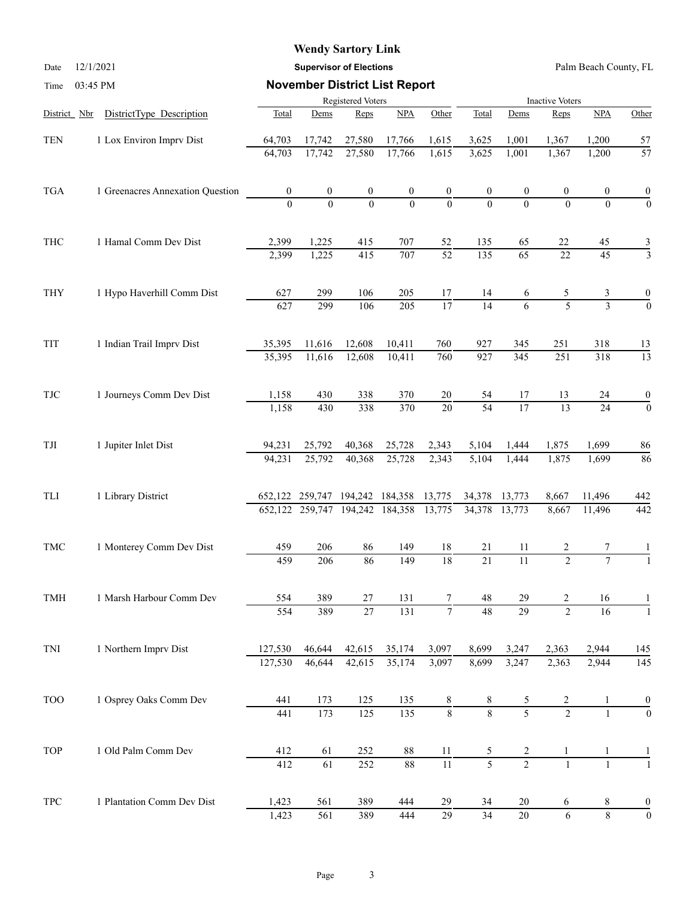# Wendy Sartory Link

**Supervisor of Elections**

Date 12/1/2021 | Time 03:45 PM | Palm Beach County, FL

## November District List Report

| District | Nbr | DistrictType Description | Registered Voters Total | Registered Voters Dems | Registered Voters Reps | Registered Voters NPA | Registered Voters Other | Inactive Voters Total | Inactive Voters Dems | Inactive Voters Reps | Inactive Voters NPA | Inactive Voters Other |
|---|---|---|---|---|---|---|---|---|---|---|---|---|
| TEN | 1 | Lox Environ Imprv Dist | 64,703 | 17,742 | 27,580 | 17,766 | 1,615 | 3,625 | 1,001 | 1,367 | 1,200 | 57 |
| | | | 64,703 | 17,742 | 27,580 | 17,766 | 1,615 | 3,625 | 1,001 | 1,367 | 1,200 | 57 |
| TGA | 1 | Greenacres Annexation Question | 0 | 0 | 0 | 0 | 0 | 0 | 0 | 0 | 0 | 0 |
| | | | 0 | 0 | 0 | 0 | 0 | 0 | 0 | 0 | 0 | 0 |
| THC | 1 | Hamal Comm Dev Dist | 2,399 | 1,225 | 415 | 707 | 52 | 135 | 65 | 22 | 45 | 3 |
| | | | 2,399 | 1,225 | 415 | 707 | 52 | 135 | 65 | 22 | 45 | 3 |
| THY | 1 | Hypo Haverhill Comm Dist | 627 | 299 | 106 | 205 | 17 | 14 | 6 | 5 | 3 | 0 |
| | | | 627 | 299 | 106 | 205 | 17 | 14 | 6 | 5 | 3 | 0 |
| TIT | 1 | Indian Trail Imprv Dist | 35,395 | 11,616 | 12,608 | 10,411 | 760 | 927 | 345 | 251 | 318 | 13 |
| | | | 35,395 | 11,616 | 12,608 | 10,411 | 760 | 927 | 345 | 251 | 318 | 13 |
| TJC | 1 | Journeys Comm Dev Dist | 1,158 | 430 | 338 | 370 | 20 | 54 | 17 | 13 | 24 | 0 |
| | | | 1,158 | 430 | 338 | 370 | 20 | 54 | 17 | 13 | 24 | 0 |
| TJI | 1 | Jupiter Inlet Dist | 94,231 | 25,792 | 40,368 | 25,728 | 2,343 | 5,104 | 1,444 | 1,875 | 1,699 | 86 |
| | | | 94,231 | 25,792 | 40,368 | 25,728 | 2,343 | 5,104 | 1,444 | 1,875 | 1,699 | 86 |
| TLI | 1 | Library District | 652,122 | 259,747 | 194,242 | 184,358 | 13,775 | 34,378 | 13,773 | 8,667 | 11,496 | 442 |
| | | | 652,122 | 259,747 | 194,242 | 184,358 | 13,775 | 34,378 | 13,773 | 8,667 | 11,496 | 442 |
| TMC | 1 | Monterey Comm Dev Dist | 459 | 206 | 86 | 149 | 18 | 21 | 11 | 2 | 7 | 1 |
| | | | 459 | 206 | 86 | 149 | 18 | 21 | 11 | 2 | 7 | 1 |
| TMH | 1 | Marsh Harbour Comm Dev | 554 | 389 | 27 | 131 | 7 | 48 | 29 | 2 | 16 | 1 |
| | | | 554 | 389 | 27 | 131 | 7 | 48 | 29 | 2 | 16 | 1 |
| TNI | 1 | Northern Imprv Dist | 127,530 | 46,644 | 42,615 | 35,174 | 3,097 | 8,699 | 3,247 | 2,363 | 2,944 | 145 |
| | | | 127,530 | 46,644 | 42,615 | 35,174 | 3,097 | 8,699 | 3,247 | 2,363 | 2,944 | 145 |
| TOO | 1 | Osprey Oaks Comm Dev | 441 | 173 | 125 | 135 | 8 | 8 | 5 | 2 | 1 | 0 |
| | | | 441 | 173 | 125 | 135 | 8 | 8 | 5 | 2 | 1 | 0 |
| TOP | 1 | Old Palm Comm Dev | 412 | 61 | 252 | 88 | 11 | 5 | 2 | 1 | 1 | 1 |
| | | | 412 | 61 | 252 | 88 | 11 | 5 | 2 | 1 | 1 | 1 |
| TPC | 1 | Plantation Comm Dev Dist | 1,423 | 561 | 389 | 444 | 29 | 34 | 20 | 6 | 8 | 0 |
| | | | 1,423 | 561 | 389 | 444 | 29 | 34 | 20 | 6 | 8 | 0 |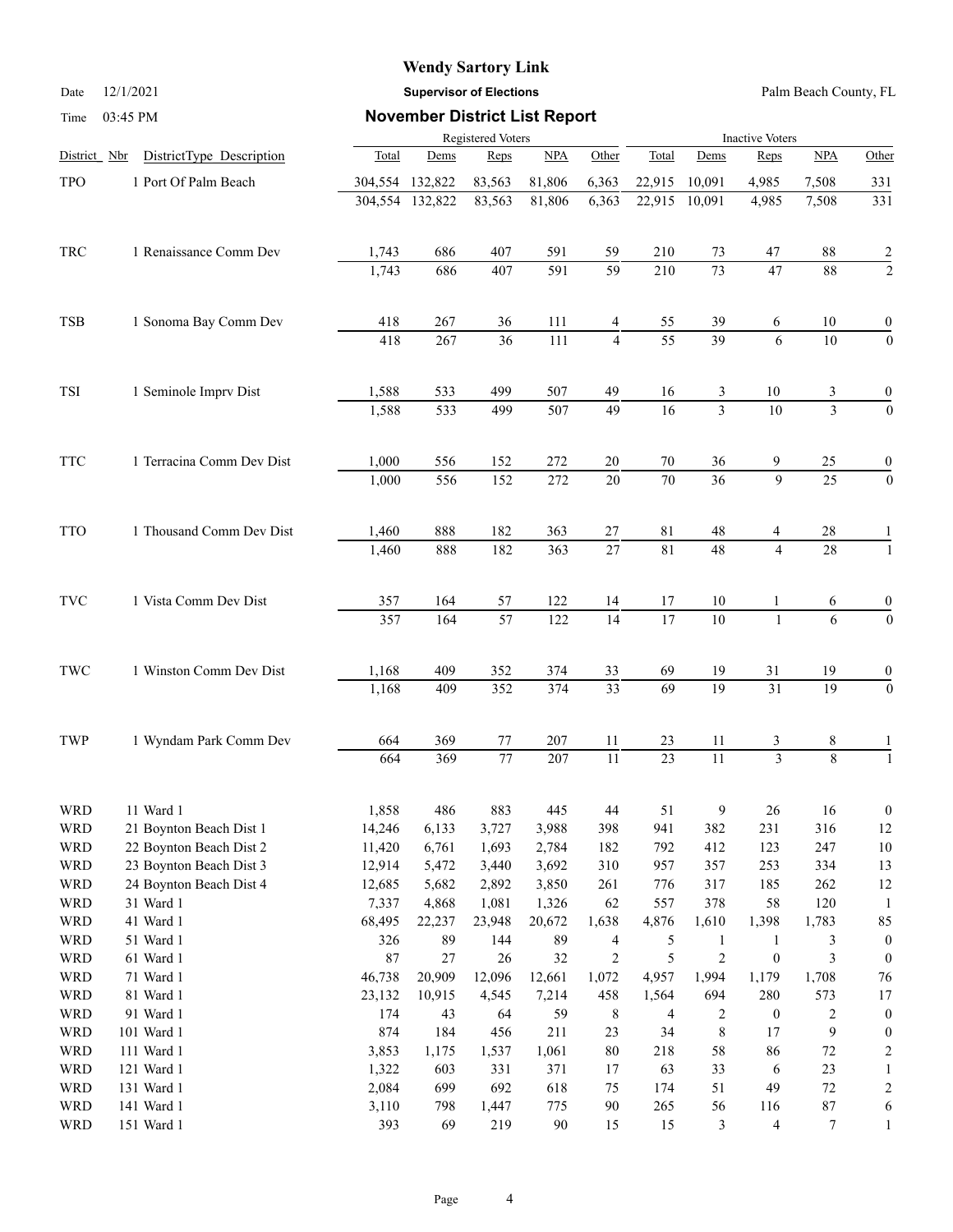# Wendy Sartory Link

Date 12/1/2021 **Supervisor of Elections** Palm Beach County, FL

Time 03:45 PM **November District List Report**

| District | Nbr | DistrictType Description | Registered Voters Total | Dems | Reps | NPA | Other | Inactive Voters Total | Dems | Reps | NPA | Other |
|---|---|---|---|---|---|---|---|---|---|---|---|---|
| TPO | 1 | Port Of Palm Beach | 304,554 | 132,822 | 83,563 | 81,806 | 6,363 | 22,915 | 10,091 | 4,985 | 7,508 | 331 |
| | | | 304,554 | 132,822 | 83,563 | 81,806 | 6,363 | 22,915 | 10,091 | 4,985 | 7,508 | 331 |
| TRC | 1 | Renaissance Comm Dev | 1,743 | 686 | 407 | 591 | 59 | 210 | 73 | 47 | 88 | 2 |
| | | | 1,743 | 686 | 407 | 591 | 59 | 210 | 73 | 47 | 88 | 2 |
| TSB | 1 | Sonoma Bay Comm Dev | 418 | 267 | 36 | 111 | 4 | 55 | 39 | 6 | 10 | 0 |
| | | | 418 | 267 | 36 | 111 | 4 | 55 | 39 | 6 | 10 | 0 |
| TSI | 1 | Seminole Imprv Dist | 1,588 | 533 | 499 | 507 | 49 | 16 | 3 | 10 | 3 | 0 |
| | | | 1,588 | 533 | 499 | 507 | 49 | 16 | 3 | 10 | 3 | 0 |
| TTC | 1 | Terracina Comm Dev Dist | 1,000 | 556 | 152 | 272 | 20 | 70 | 36 | 9 | 25 | 0 |
| | | | 1,000 | 556 | 152 | 272 | 20 | 70 | 36 | 9 | 25 | 0 |
| TTO | 1 | Thousand Comm Dev Dist | 1,460 | 888 | 182 | 363 | 27 | 81 | 48 | 4 | 28 | 1 |
| | | | 1,460 | 888 | 182 | 363 | 27 | 81 | 48 | 4 | 28 | 1 |
| TVC | 1 | Vista Comm Dev Dist | 357 | 164 | 57 | 122 | 14 | 17 | 10 | 1 | 6 | 0 |
| | | | 357 | 164 | 57 | 122 | 14 | 17 | 10 | 1 | 6 | 0 |
| TWC | 1 | Winston Comm Dev Dist | 1,168 | 409 | 352 | 374 | 33 | 69 | 19 | 31 | 19 | 0 |
| | | | 1,168 | 409 | 352 | 374 | 33 | 69 | 19 | 31 | 19 | 0 |
| TWP | 1 | Wyndam Park Comm Dev | 664 | 369 | 77 | 207 | 11 | 23 | 11 | 3 | 8 | 1 |
| | | | 664 | 369 | 77 | 207 | 11 | 23 | 11 | 3 | 8 | 1 |
| WRD | 11 | Ward 1 | 1,858 | 486 | 883 | 445 | 44 | 51 | 9 | 26 | 16 | 0 |
| WRD | 21 | Boynton Beach Dist 1 | 14,246 | 6,133 | 3,727 | 3,988 | 398 | 941 | 382 | 231 | 316 | 12 |
| WRD | 22 | Boynton Beach Dist 2 | 11,420 | 6,761 | 1,693 | 2,784 | 182 | 792 | 412 | 123 | 247 | 10 |
| WRD | 23 | Boynton Beach Dist 3 | 12,914 | 5,472 | 3,440 | 3,692 | 310 | 957 | 357 | 253 | 334 | 13 |
| WRD | 24 | Boynton Beach Dist 4 | 12,685 | 5,682 | 2,892 | 3,850 | 261 | 776 | 317 | 185 | 262 | 12 |
| WRD | 31 | Ward 1 | 7,337 | 4,868 | 1,081 | 1,326 | 62 | 557 | 378 | 58 | 120 | 1 |
| WRD | 41 | Ward 1 | 68,495 | 22,237 | 23,948 | 20,672 | 1,638 | 4,876 | 1,610 | 1,398 | 1,783 | 85 |
| WRD | 51 | Ward 1 | 326 | 89 | 144 | 89 | 4 | 5 | 1 | 1 | 3 | 0 |
| WRD | 61 | Ward 1 | 87 | 27 | 26 | 32 | 2 | 5 | 2 | 0 | 3 | 0 |
| WRD | 71 | Ward 1 | 46,738 | 20,909 | 12,096 | 12,661 | 1,072 | 4,957 | 1,994 | 1,179 | 1,708 | 76 |
| WRD | 81 | Ward 1 | 23,132 | 10,915 | 4,545 | 7,214 | 458 | 1,564 | 694 | 280 | 573 | 17 |
| WRD | 91 | Ward 1 | 174 | 43 | 64 | 59 | 8 | 4 | 2 | 0 | 2 | 0 |
| WRD | 101 | Ward 1 | 874 | 184 | 456 | 211 | 23 | 34 | 8 | 17 | 9 | 0 |
| WRD | 111 | Ward 1 | 3,853 | 1,175 | 1,537 | 1,061 | 80 | 218 | 58 | 86 | 72 | 2 |
| WRD | 121 | Ward 1 | 1,322 | 603 | 331 | 371 | 17 | 63 | 33 | 6 | 23 | 1 |
| WRD | 131 | Ward 1 | 2,084 | 699 | 692 | 618 | 75 | 174 | 51 | 49 | 72 | 2 |
| WRD | 141 | Ward 1 | 3,110 | 798 | 1,447 | 775 | 90 | 265 | 56 | 116 | 87 | 6 |
| WRD | 151 | Ward 1 | 393 | 69 | 219 | 90 | 15 | 15 | 3 | 4 | 7 | 1 |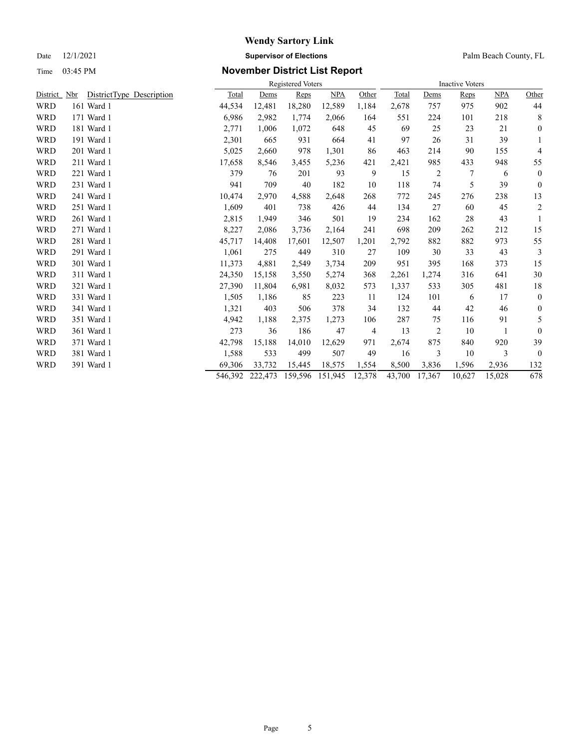# Wendy Sartory Link

Date 12/1/2021 **Supervisor of Elections** Palm Beach County, FL

Time 03:45 PM **November District List Report**

| District | Nbr | DistrictType Description | Registered Voters | | | | | Inactive Voters | | | | |
|---|---|---|---|---|---|---|---|---|---|---|---|---|
| | | | Total | Dems | Reps | NPA | Other | Total | Dems | Reps | NPA | Other |
| WRD | 161 | Ward 1 | 44,534 | 12,481 | 18,280 | 12,589 | 1,184 | 2,678 | 757 | 975 | 902 | 44 |
| WRD | 171 | Ward 1 | 6,986 | 2,982 | 1,774 | 2,066 | 164 | 551 | 224 | 101 | 218 | 8 |
| WRD | 181 | Ward 1 | 2,771 | 1,006 | 1,072 | 648 | 45 | 69 | 25 | 23 | 21 | 0 |
| WRD | 191 | Ward 1 | 2,301 | 665 | 931 | 664 | 41 | 97 | 26 | 31 | 39 | 1 |
| WRD | 201 | Ward 1 | 5,025 | 2,660 | 978 | 1,301 | 86 | 463 | 214 | 90 | 155 | 4 |
| WRD | 211 | Ward 1 | 17,658 | 8,546 | 3,455 | 5,236 | 421 | 2,421 | 985 | 433 | 948 | 55 |
| WRD | 221 | Ward 1 | 379 | 76 | 201 | 93 | 9 | 15 | 2 | 7 | 6 | 0 |
| WRD | 231 | Ward 1 | 941 | 709 | 40 | 182 | 10 | 118 | 74 | 5 | 39 | 0 |
| WRD | 241 | Ward 1 | 10,474 | 2,970 | 4,588 | 2,648 | 268 | 772 | 245 | 276 | 238 | 13 |
| WRD | 251 | Ward 1 | 1,609 | 401 | 738 | 426 | 44 | 134 | 27 | 60 | 45 | 2 |
| WRD | 261 | Ward 1 | 2,815 | 1,949 | 346 | 501 | 19 | 234 | 162 | 28 | 43 | 1 |
| WRD | 271 | Ward 1 | 8,227 | 2,086 | 3,736 | 2,164 | 241 | 698 | 209 | 262 | 212 | 15 |
| WRD | 281 | Ward 1 | 45,717 | 14,408 | 17,601 | 12,507 | 1,201 | 2,792 | 882 | 882 | 973 | 55 |
| WRD | 291 | Ward 1 | 1,061 | 275 | 449 | 310 | 27 | 109 | 30 | 33 | 43 | 3 |
| WRD | 301 | Ward 1 | 11,373 | 4,881 | 2,549 | 3,734 | 209 | 951 | 395 | 168 | 373 | 15 |
| WRD | 311 | Ward 1 | 24,350 | 15,158 | 3,550 | 5,274 | 368 | 2,261 | 1,274 | 316 | 641 | 30 |
| WRD | 321 | Ward 1 | 27,390 | 11,804 | 6,981 | 8,032 | 573 | 1,337 | 533 | 305 | 481 | 18 |
| WRD | 331 | Ward 1 | 1,505 | 1,186 | 85 | 223 | 11 | 124 | 101 | 6 | 17 | 0 |
| WRD | 341 | Ward 1 | 1,321 | 403 | 506 | 378 | 34 | 132 | 44 | 42 | 46 | 0 |
| WRD | 351 | Ward 1 | 4,942 | 1,188 | 2,375 | 1,273 | 106 | 287 | 75 | 116 | 91 | 5 |
| WRD | 361 | Ward 1 | 273 | 36 | 186 | 47 | 4 | 13 | 2 | 10 | 1 | 0 |
| WRD | 371 | Ward 1 | 42,798 | 15,188 | 14,010 | 12,629 | 971 | 2,674 | 875 | 840 | 920 | 39 |
| WRD | 381 | Ward 1 | 1,588 | 533 | 499 | 507 | 49 | 16 | 3 | 10 | 3 | 0 |
| WRD | 391 | Ward 1 | 69,306 | 33,732 | 15,445 | 18,575 | 1,554 | 8,500 | 3,836 | 1,596 | 2,936 | 132 |
| | | | 546,392 | 222,473 | 159,596 | 151,945 | 12,378 | 43,700 | 17,367 | 10,627 | 15,028 | 678 |